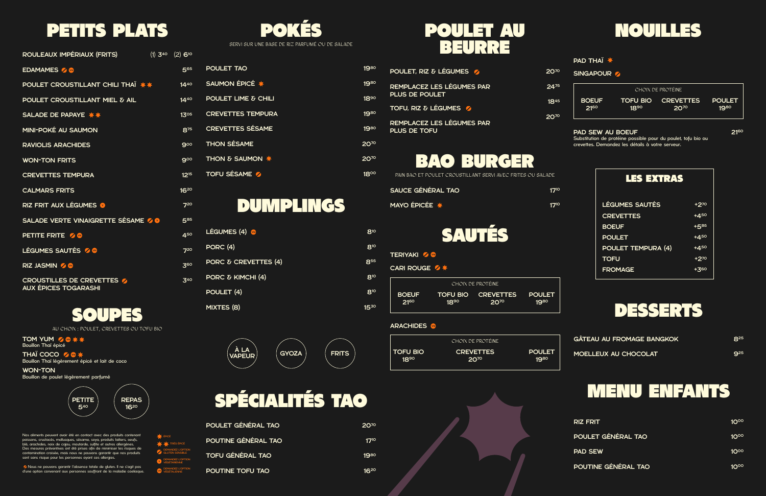# PETITS PLATS

| | |
|---|---|
| ROULEAUX IMPÉRIAUX (FRITS) | (1) 3,40 (2) 6,10 |
| EDAMAMES | 5,65 |
| POULET CROUSTILLANT CHILI THAÏ ✱✱ | 14,40 |
| POULET CROUSTILLANT MIEL & AIL | 14,40 |
| SALADE DE PAPAYE ✱✱ | 13,05 |
| MINI-POKÉ AU SAUMON | 8,75 |
| RAVIOLIS ARACHIDES | 9,00 |
| WON-TON FRITS | 9,00 |
| CREVETTES TEMPURA | 12,15 |
| CALMARS FRITS | 16,20 |
| RIZ FRIT AUX LÉGUMES | 7,20 |
| SALADE VERTE VINAIGRETTE SÉSAME | 5,85 |
| PETITE FRITE | 4,50 |
| LÉGUMES SAUTÉS | 7,20 |
| RIZ JASMIN | 3,60 |
| CROUSTILLES DE CREVETTES AUX ÉPICES TOGARASHI | 3,40 |

# SOUPES

AU CHOIX : POULET, CREVETTES OU TOFU BIO

**TOM YUM** ✱✱
Bouillon Thaï épicé

**THAÏ COCO** ✱
Bouillon Thaï légèrement épicé et lait de coco

**WON-TON**
Bouillon de poulet légèrement parfumé

PETITE 5,40 — REPAS 16,20

Nos aliments peuvent avoir été en contact avec des produits contenant poissons, crustacés, mollusques, sésame, soya, produits laitiers, oeufs, blé, arachides, noix de cajou, moutarde, sulfite et autres allergènes. Des mesures préventives ont été prises afin de minimiser les risques de contamination croisée, mais nous ne pouvons garantir que nos produits sont sans risque pour les personnes ayant ces allergies.

Nous ne pouvons garantir l'absence totale de gluten. Il ne s'agit pas d'une option convenant aux personnes souffrant de la maladie coeliaque.

✱ ÉPICÉ
✱✱ TRÈS ÉPICÉ
DEMANDEZ L'OPTION GLUTEN SENSIBLE
DEMANDEZ L'OPTION VÉGÉTARIENNE
DEMANDEZ L'OPTION VÉGÉTALIENNE

# POKÉS

SERVI SUR UNE BASE DE RIZ PARFUMÉ OU DE SALADE

| | |
|---|---|
| POULET TAO | 19,80 |
| SAUMON ÉPICÉ ✱ | 19,80 |
| POULET LIME & CHILI | 18,90 |
| CREVETTES TEMPURA | 19,80 |
| CREVETTES SÉSAME | 19,80 |
| THON SÉSAME | 20,70 |
| THON & SAUMON ✱ | 20,70 |
| TOFU SÉSAME | 18,00 |

# DUMPLINGS

| | |
|---|---|
| LÉGUMES (4) | 8,10 |
| PORC (4) | 8,10 |
| PORC & CREVETTES (4) | 8,55 |
| PORC & KIMCHI (4) | 8,10 |
| POULET (4) | 8,10 |
| MIXTES (8) | 15,30 |

À LA VAPEUR — GYOZA — FRITS

# SPÉCIALITÉS TAO

| | |
|---|---|
| POULET GÉNÉRAL TAO | 20,70 |
| POUTINE GÉNÉRAL TAO | 17,10 |
| TOFU GÉNÉRAL TAO | 19,80 |
| POUTINE TOFU TAO | 16,20 |

# POULET AU BEURRE

| | |
|---|---|
| POULET, RIZ & LÉGUMES | 20,70 |
| REMPLACEZ LES LÉGUMES PAR PLUS DE POULET | 24,75 |
| TOFU, RIZ & LÉGUMES | 18,45 |
| REMPLACEZ LES LÉGUMES PAR PLUS DE TOFU | 20,70 |

# BAO BURGER

PAIN BAO ET POULET CROUSTILLANT SERVI AVEC FRITES OU SALADE

| | |
|---|---|
| SAUCE GÉNÉRAL TAO | 17,10 |
| MAYO ÉPICÉE ✱ | 17,10 |

# SAUTÉS

TERIYAKI

CARI ROUGE ✱

| CHOIX DE PROTÉINE | | | |
|---|---|---|---|
| BOEUF | TOFU BIO | CREVETTES | POULET |
| 21,60 | 18,90 | 20,70 | 19,80 |

ARACHIDES

| CHOIX DE PROTÉINE | | |
|---|---|---|
| TOFU BIO | CREVETTES | POULET |
| 18,90 | 20,70 | 19,80 |

# NOUILLES

PAD THAÏ ✱

SINGAPOUR

| CHOIX DE PROTÉINE | | | |
|---|---|---|---|
| BOEUF | TOFU BIO | CREVETTES | POULET |
| 21,60 | 18,90 | 20,70 | 19,80 |

**PAD SEW AU BOEUF** — 21,60
Substitution de protéine possible pour du poulet, tofu bio ou crevettes. Demandez les détails à votre serveur.

## LES EXTRAS

| | |
|---|---|
| LÉGUMES SAUTÉS | +2,70 |
| CREVETTES | +4,50 |
| BOEUF | +5,85 |
| POULET | +4,50 |
| POULET TEMPURA (4) | +4,50 |
| TOFU | +2,70 |
| FROMAGE | +3,60 |

# DESSERTS

| | |
|---|---|
| GÂTEAU AU FROMAGE BANGKOK | 8,25 |
| MOELLEUX AU CHOCOLAT | 9,25 |

# MENU ENFANTS

| | |
|---|---|
| RIZ FRIT | 10,00 |
| POULET GÉNÉRAL TAO | 10,00 |
| PAD SEW | 10,00 |
| POUTINE GÉNÉRAL TAO | 10,00 |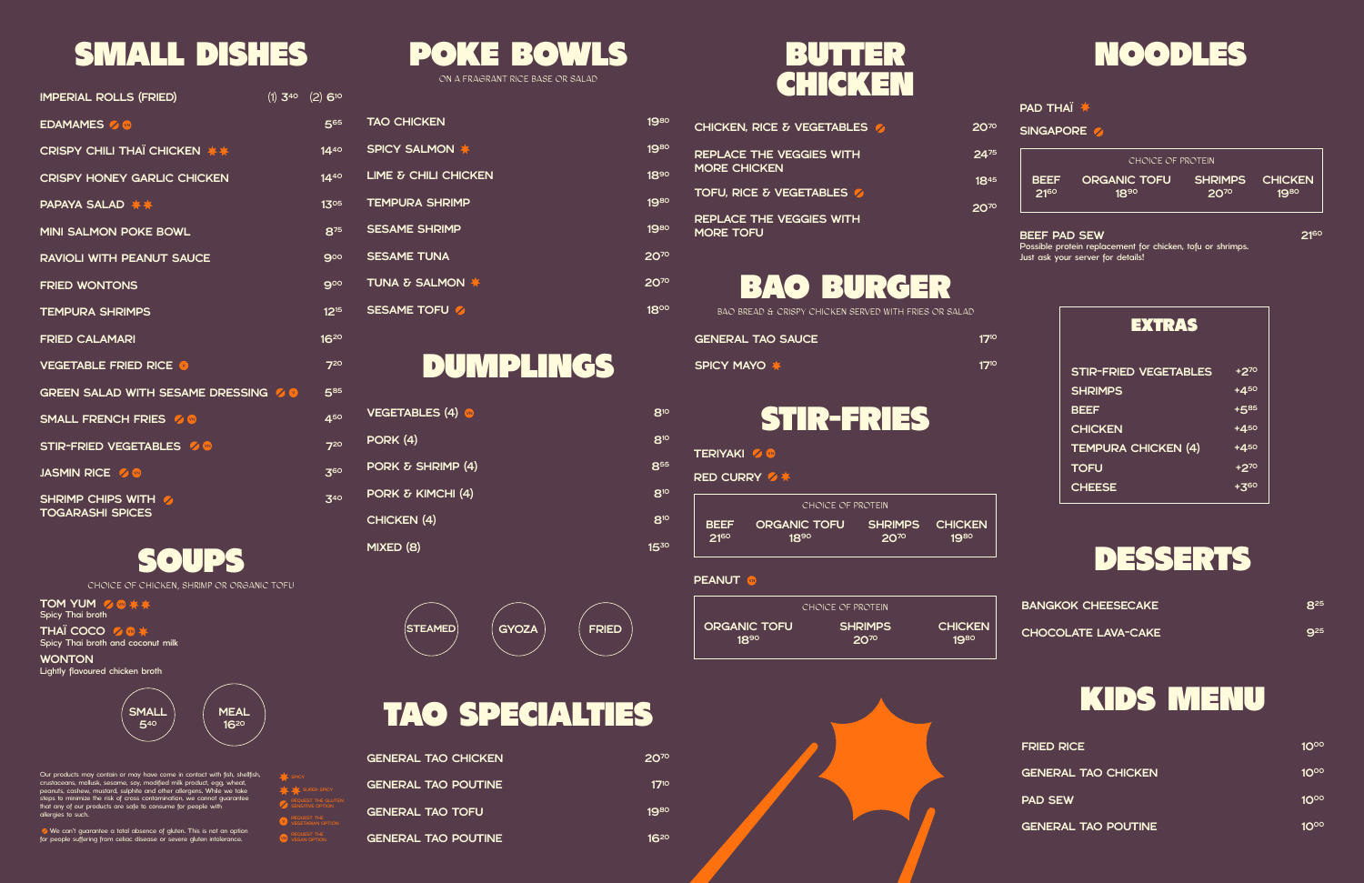# SMALL DISHES

| | |
|---|---|
| IMPERIAL ROLLS (FRIED) | (1) 3.40 (2) 6.10 |
| EDAMAMES | 5.65 |
| CRISPY CHILI THAÏ CHICKEN ✱✱ | 14.40 |
| CRISPY HONEY GARLIC CHICKEN | 14.40 |
| PAPAYA SALAD ✱✱ | 13.05 |
| MINI SALMON POKE BOWL | 8.75 |
| RAVIOLI WITH PEANUT SAUCE | 9.00 |
| FRIED WONTONS | 9.00 |
| TEMPURA SHRIMPS | 12.15 |
| FRIED CALAMARI | 16.20 |
| VEGETABLE FRIED RICE | 7.20 |
| GREEN SALAD WITH SESAME DRESSING | 5.85 |
| SMALL FRENCH FRIES | 4.50 |
| STIR-FRIED VEGETABLES | 7.20 |
| JASMIN RICE | 3.60 |
| SHRIMP CHIPS WITH TOGARASHI SPICES | 3.40 |

# SOUPS

CHOICE OF CHICKEN, SHRIMP OR ORGANIC TOFU

**TOM YUM** ✱✱
Spicy Thai broth

**THAÏ COCO** ✱
Spicy Thai broth and coconut milk

**WONTON**
Lightly flavoured chicken broth

SMALL 5.40 | MEAL 16.20

Our products may contain or may have come in contact with fish, shellfish, crustaceans, mollusk, sesame, soy, modified milk product, egg, wheat, peanuts, cashew, mustard, sulphite and other allergens. While we take steps to minimize the risk of cross contamination, we cannot guarantee that any of our products are safe to consume for people with allergies to such.

We can't guarantee a total absence of gluten. This is not an option for people suffering from celiac disease or severe gluten intolerance.

✱ SPICY
✱✱ SUPER SPICY
REQUEST THE GLUTEN SENSITIVE OPTION
REQUEST THE VEGETARIAN OPTION
REQUEST THE VEGAN OPTION

# POKE BOWLS

ON A FRAGRANT RICE BASE OR SALAD

| | |
|---|---|
| TAO CHICKEN | 19.80 |
| SPICY SALMON ✱ | 19.80 |
| LIME & CHILI CHICKEN | 18.90 |
| TEMPURA SHRIMP | 19.80 |
| SESAME SHRIMP | 19.80 |
| SESAME TUNA | 20.70 |
| TUNA & SALMON ✱ | 20.70 |
| SESAME TOFU | 18.00 |

# DUMPLINGS

| | |
|---|---|
| VEGETABLES (4) | 8.10 |
| PORK (4) | 8.10 |
| PORK & SHRIMP (4) | 8.55 |
| PORK & KIMCHI (4) | 8.10 |
| CHICKEN (4) | 8.10 |
| MIXED (8) | 15.30 |

STEAMED | GYOZA | FRIED

# TAO SPECIALTIES

| | |
|---|---|
| GENERAL TAO CHICKEN | 20.70 |
| GENERAL TAO POUTINE | 17.10 |
| GENERAL TAO TOFU | 19.80 |
| GENERAL TAO POUTINE | 16.20 |

# BUTTER CHICKEN

| | |
|---|---|
| CHICKEN, RICE & VEGETABLES | 20.70 |
| REPLACE THE VEGGIES WITH MORE CHICKEN | 24.75 |
| TOFU, RICE & VEGETABLES | 18.45 |
| REPLACE THE VEGGIES WITH MORE TOFU | 20.70 |

# BAO BURGER

BAO BREAD & CRISPY CHICKEN SERVED WITH FRIES OR SALAD

| | |
|---|---|
| GENERAL TAO SAUCE | 17.10 |
| SPICY MAYO ✱ | 17.10 |

# STIR-FRIES

TERIYAKI

RED CURRY ✱

| CHOICE OF PROTEIN | | | |
|---|---|---|---|
| BEEF | ORGANIC TOFU | SHRIMPS | CHICKEN |
| 21.60 | 18.90 | 20.70 | 19.80 |

PEANUT

| CHOICE OF PROTEIN | | |
|---|---|---|
| ORGANIC TOFU | SHRIMPS | CHICKEN |
| 18.90 | 20.70 | 19.80 |

# NOODLES

PAD THAÏ ✱

SINGAPORE

| CHOICE OF PROTEIN | | | |
|---|---|---|---|
| BEEF | ORGANIC TOFU | SHRIMPS | CHICKEN |
| 21.60 | 18.90 | 20.70 | 19.80 |

**BEEF PAD SEW** 21.60
Possible protein replacement for chicken, tofu or shrimps. Just ask your server for details!

## EXTRAS

| | |
|---|---|
| STIR-FRIED VEGETABLES | +2.70 |
| SHRIMPS | +4.50 |
| BEEF | +5.85 |
| CHICKEN | +4.50 |
| TEMPURA CHICKEN (4) | +4.50 |
| TOFU | +2.70 |
| CHEESE | +3.60 |

# DESSERTS

| | |
|---|---|
| BANGKOK CHEESECAKE | 8.25 |
| CHOCOLATE LAVA-CAKE | 9.25 |

# KIDS MENU

| | |
|---|---|
| FRIED RICE | 10.00 |
| GENERAL TAO CHICKEN | 10.00 |
| PAD SEW | 10.00 |
| GENERAL TAO POUTINE | 10.00 |